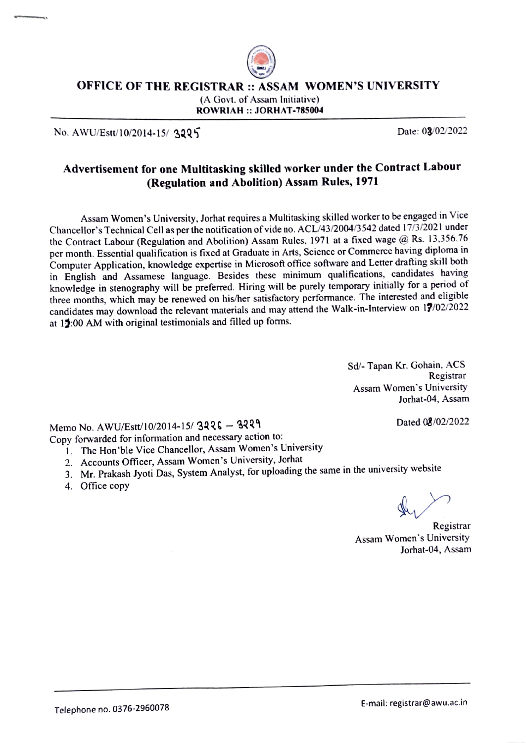# OFFICE OF THE REGISTRAR :: ASSAM WOMEN'S UNIVERSITY

(A Govt. of Assam Initiative)

**ROWRIAH :: JORHAT-785004**

No. AWU/Estt/10/2014-15/ 3225 Date: 08/02/2022

## Advertisement for one Multitasking skilled worker under the Contract Labour (Regulation and Abolition) Assam Rules, 1971

Assam Women's University, Jorhat requires a Multitasking skilled worker to be engaged in Vice Chancellor's Technical Cell as per the notification of vide no. ACL/43/2004/3542 dated 17/3/2021 under the Contract Labour (Regulation and Abolition) Assam Rules, 1971 at a fixed wage @ Rs. 13,356.76 per month. Essential qualification is fixed at Graduate in Arts, Science or Commerce having diploma in Computer Application, knowledge expertise in Microsoft office software and Letter drafting skill both in English and Assamese language. Besides these minimum qualifications, candidates having knowledge in stenography will be preferred. Hiring will be purely temporary initially for a period of three months, which may be renewed on his/her satisfactory performance. The interested and eligible candidates may download the relevant materials and may attend the Walk-in-Interview on 17/02/2022 at 11:00 AM with original testimonials and filled up forms.

Sd/- Tapan Kr. Gohain, ACS
Registrar
Assam Women's University
Jorhat-04, Assam

Memo No. AWU/Estt/10/2014-15/ 3226 – 3229 Dated 08/02/2022

Copy forwarded for information and necessary action to:

1. The Hon'ble Vice Chancellor, Assam Women's University
2. Accounts Officer, Assam Women's University, Jorhat
3. Mr. Prakash Jyoti Das, System Analyst, for uploading the same in the university website
4. Office copy

Registrar
Assam Women's University
Jorhat-04, Assam

Telephone no. 0376-2960078 E-mail: registrar@awu.ac.in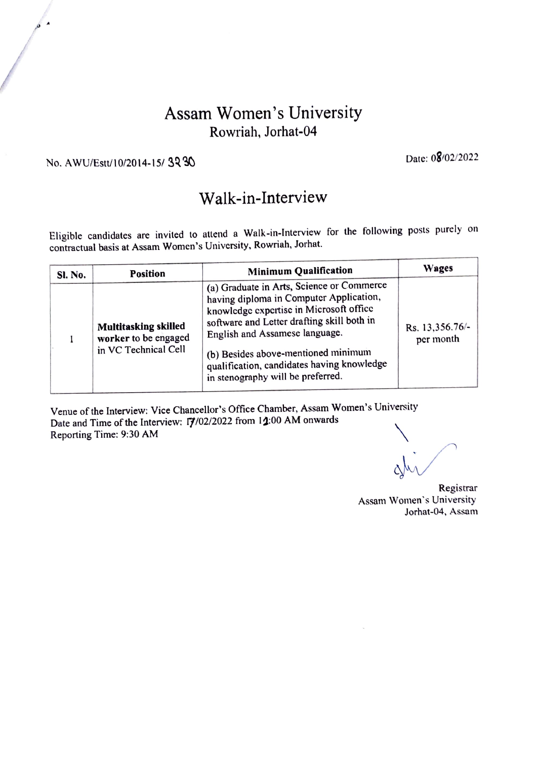# Assam Women's University

Rowriah, Jorhat-04

No. AWU/Estt/10/2014-15/ 3230

Date: 08/02/2022

## Walk-in-Interview

Eligible candidates are invited to attend a Walk-in-Interview for the following posts purely on contractual basis at Assam Women's University, Rowriah, Jorhat.

| Sl. No. | Position | Minimum Qualification | Wages |
| --- | --- | --- | --- |
| 1 | **Multitasking skilled** worker to be engaged in VC Technical Cell | (a) Graduate in Arts, Science or Commerce having diploma in Computer Application, knowledge expertise in Microsoft office software and Letter drafting skill both in English and Assamese language. (b) Besides above-mentioned minimum qualification, candidates having knowledge in stenography will be preferred. | Rs. 13,356.76/- per month |

Venue of the Interview: Vice Chancellor's Office Chamber, Assam Women's University
Date and Time of the Interview: 17/02/2022 from 11:00 AM onwards
Reporting Time: 9:30 AM

Registrar
Assam Women's University
Jorhat-04, Assam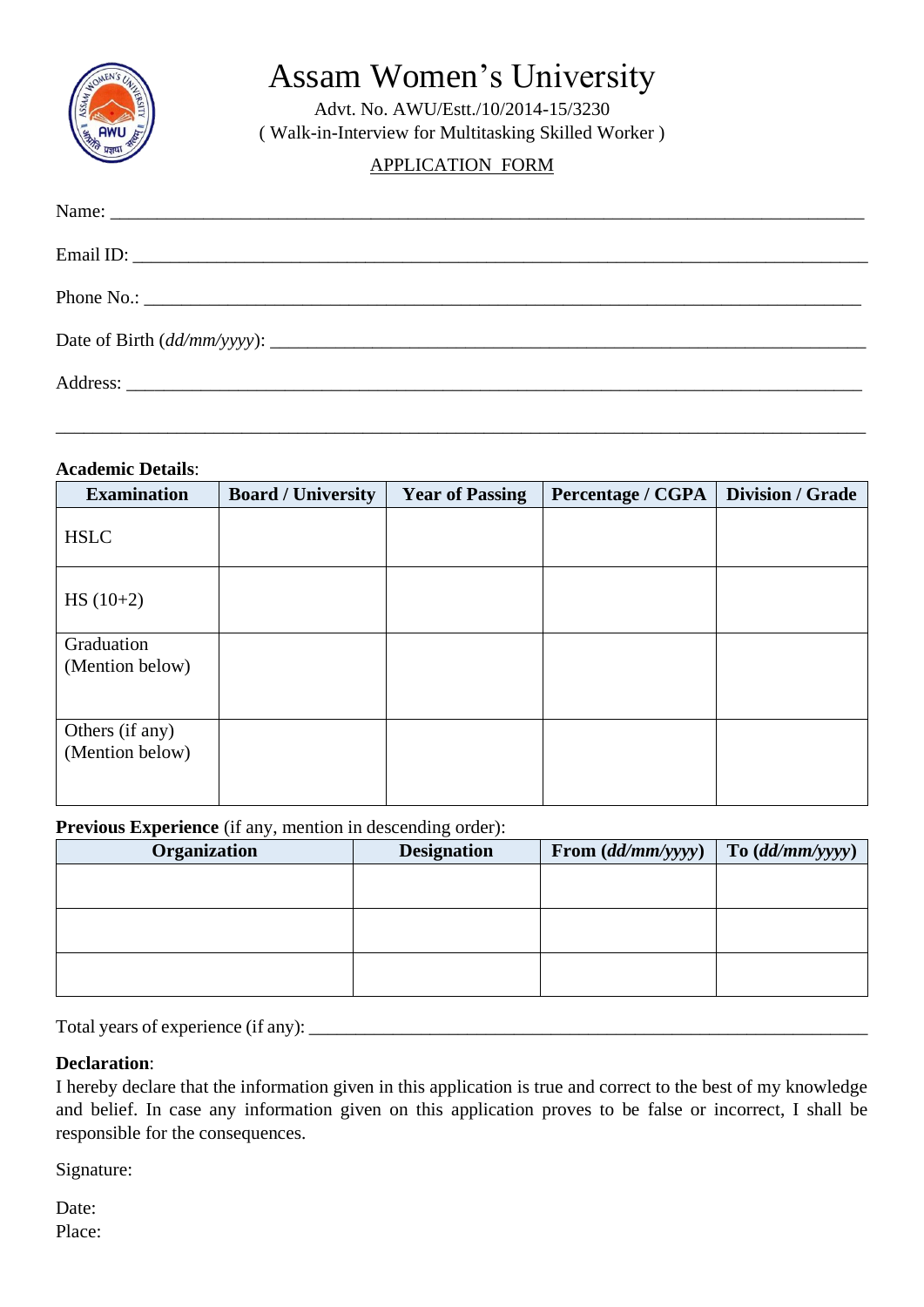# Assam Women's University

Advt. No. AWU/Estt./10/2014-15/3230

( Walk-in-Interview for Multitasking Skilled Worker )

APPLICATION FORM

Name: ____________________________________________________________________________

Email ID: __________________________________________________________________________

Phone No.: _________________________________________________________________________

Date of Birth (*dd/mm/yyyy*): _________________________________________________________

Address: ___________________________________________________________________________

_____________________________________________________________________________________

**Academic Details**:

| Examination | Board / University | Year of Passing | Percentage / CGPA | Division / Grade |
|---|---|---|---|---|
| HSLC | | | | |
| HS (10+2) | | | | |
| Graduation (Mention below) | | | | |
| Others (if any) (Mention below) | | | | |

**Previous Experience** (if any, mention in descending order):

| Organization | Designation | From (*dd/mm/yyyy*) | To (*dd/mm/yyyy*) |
|---|---|---|---|
| | | | |
| | | | |
| | | | |

Total years of experience (if any): ______________________________________________________

**Declaration**:

I hereby declare that the information given in this application is true and correct to the best of my knowledge and belief. In case any information given on this application proves to be false or incorrect, I shall be responsible for the consequences.

Signature:

Date:

Place: